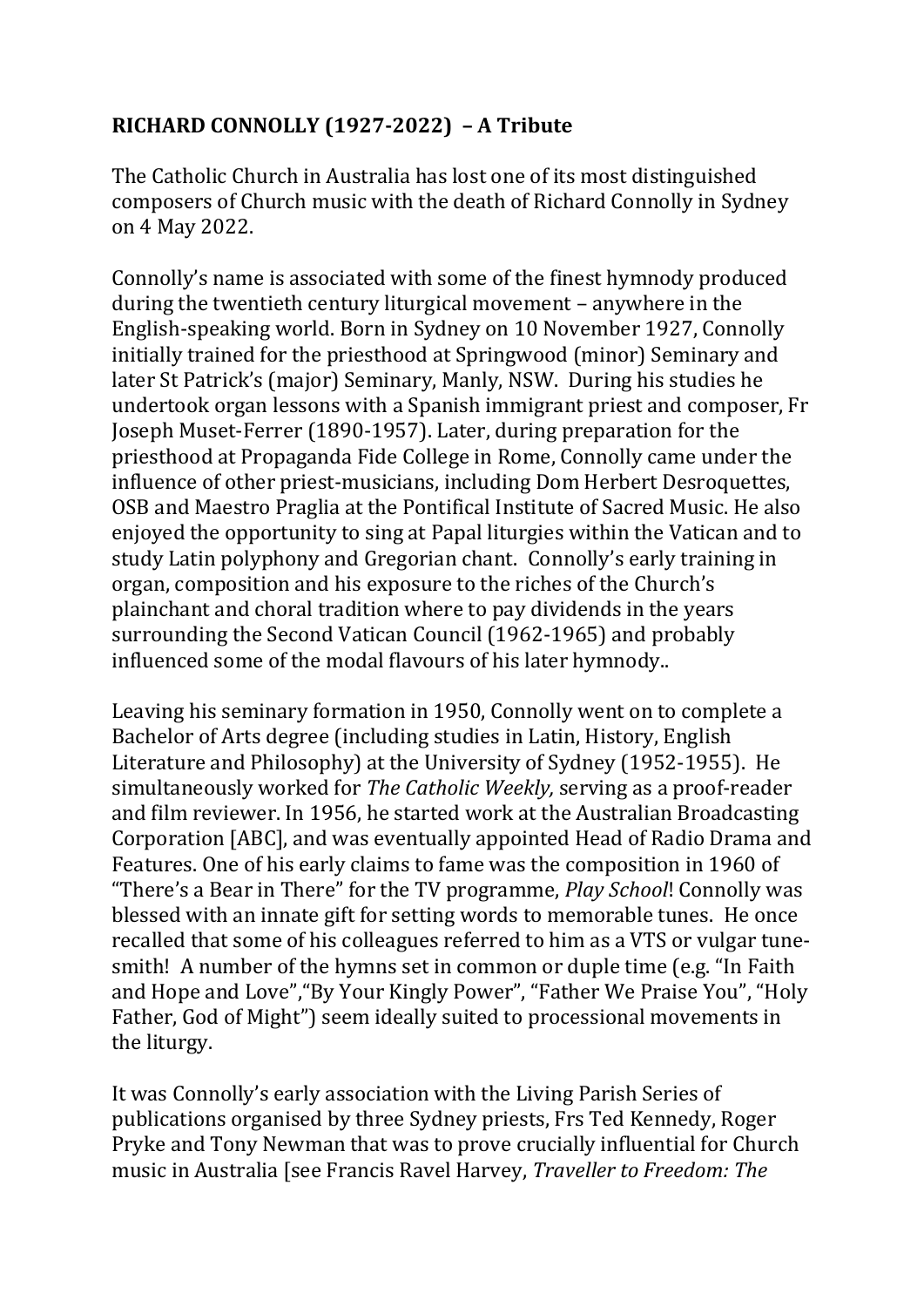**RICHARD CONNOLLY (1927-2022) – A Tribute**

The Catholic Church in Australia has lost one of its most distinguished composers of Church music with the death of Richard Connolly in Sydney on 4 May 2022.

Connolly's name is associated with some of the finest hymnody produced during the twentieth century liturgical movement – anywhere in the English-speaking world. Born in Sydney on 10 November 1927, Connolly initially trained for the priesthood at Springwood (minor) Seminary and later St Patrick's (major) Seminary, Manly, NSW. During his studies he undertook organ lessons with a Spanish immigrant priest and composer, Fr Joseph Muset-Ferrer (1890-1957). Later, during preparation for the priesthood at Propaganda Fide College in Rome, Connolly came under the influence of other priest-musicians, including Dom Herbert Desroquettes, OSB and Maestro Praglia at the Pontifical Institute of Sacred Music. He also enjoyed the opportunity to sing at Papal liturgies within the Vatican and to study Latin polyphony and Gregorian chant. Connolly's early training in organ, composition and his exposure to the riches of the Church's plainchant and choral tradition where to pay dividends in the years surrounding the Second Vatican Council (1962-1965) and probably influenced some of the modal flavours of his later hymnody..

Leaving his seminary formation in 1950, Connolly went on to complete a Bachelor of Arts degree (including studies in Latin, History, English Literature and Philosophy) at the University of Sydney (1952-1955). He simultaneously worked for *The Catholic Weekly,* serving as a proof-reader and film reviewer. In 1956, he started work at the Australian Broadcasting Corporation [ABC], and was eventually appointed Head of Radio Drama and Features. One of his early claims to fame was the composition in 1960 of "There's a Bear in There" for the TV programme, *Play School*! Connolly was blessed with an innate gift for setting words to memorable tunes. He once recalled that some of his colleagues referred to him as a VTS or vulgar tune-smith! A number of the hymns set in common or duple time (e.g. "In Faith and Hope and Love","By Your Kingly Power", "Father We Praise You", "Holy Father, God of Might") seem ideally suited to processional movements in the liturgy.

It was Connolly's early association with the Living Parish Series of publications organised by three Sydney priests, Frs Ted Kennedy, Roger Pryke and Tony Newman that was to prove crucially influential for Church music in Australia [see Francis Ravel Harvey, *Traveller to Freedom: The*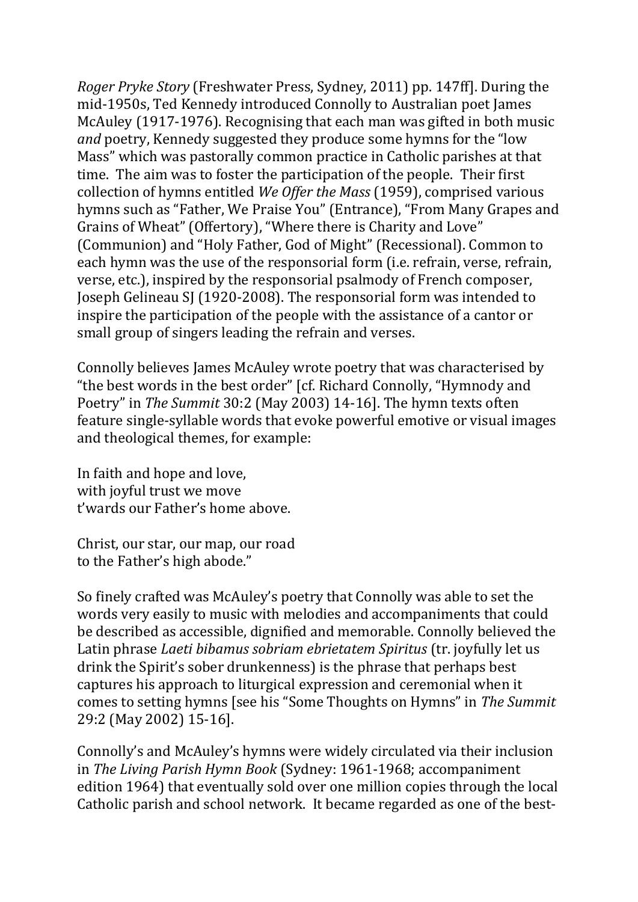*Roger Pryke Story* (Freshwater Press, Sydney, 2011) pp. 147ff]. During the mid-1950s, Ted Kennedy introduced Connolly to Australian poet James McAuley (1917-1976). Recognising that each man was gifted in both music *and* poetry, Kennedy suggested they produce some hymns for the "low Mass" which was pastorally common practice in Catholic parishes at that time. The aim was to foster the participation of the people. Their first collection of hymns entitled *We Offer the Mass* (1959), comprised various hymns such as "Father, We Praise You" (Entrance), "From Many Grapes and Grains of Wheat" (Offertory), "Where there is Charity and Love" (Communion) and "Holy Father, God of Might" (Recessional). Common to each hymn was the use of the responsorial form (i.e. refrain, verse, refrain, verse, etc.), inspired by the responsorial psalmody of French composer, Joseph Gelineau SJ (1920-2008). The responsorial form was intended to inspire the participation of the people with the assistance of a cantor or small group of singers leading the refrain and verses.

Connolly believes James McAuley wrote poetry that was characterised by "the best words in the best order" [cf. Richard Connolly, "Hymnody and Poetry" in *The Summit* 30:2 (May 2003) 14-16]. The hymn texts often feature single-syllable words that evoke powerful emotive or visual images and theological themes, for example:

In faith and hope and love,
with joyful trust we move
t'wards our Father's home above.

Christ, our star, our map, our road
to the Father's high abode."

So finely crafted was McAuley's poetry that Connolly was able to set the words very easily to music with melodies and accompaniments that could be described as accessible, dignified and memorable. Connolly believed the Latin phrase *Laeti bibamus sobriam ebrietatem Spiritus* (tr. joyfully let us drink the Spirit's sober drunkenness) is the phrase that perhaps best captures his approach to liturgical expression and ceremonial when it comes to setting hymns [see his "Some Thoughts on Hymns" in *The Summit* 29:2 (May 2002) 15-16].

Connolly's and McAuley's hymns were widely circulated via their inclusion in *The Living Parish Hymn Book* (Sydney: 1961-1968; accompaniment edition 1964) that eventually sold over one million copies through the local Catholic parish and school network. It became regarded as one of the best-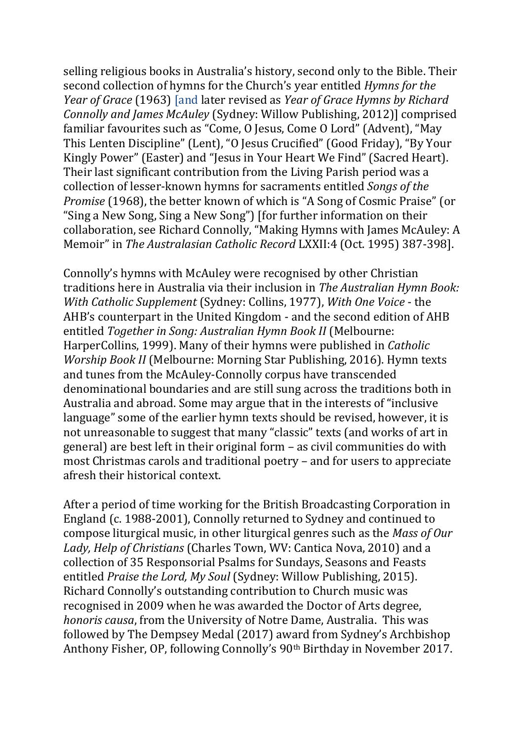selling religious books in Australia's history, second only to the Bible. Their second collection of hymns for the Church's year entitled *Hymns for the Year of Grace* (1963) [and later revised as *Year of Grace Hymns by Richard Connolly and James McAuley* (Sydney: Willow Publishing, 2012)] comprised familiar favourites such as "Come, O Jesus, Come O Lord" (Advent), "May This Lenten Discipline" (Lent), "O Jesus Crucified" (Good Friday), "By Your Kingly Power" (Easter) and "Jesus in Your Heart We Find" (Sacred Heart). Their last significant contribution from the Living Parish period was a collection of lesser-known hymns for sacraments entitled *Songs of the Promise* (1968), the better known of which is "A Song of Cosmic Praise" (or "Sing a New Song, Sing a New Song") [for further information on their collaboration, see Richard Connolly, "Making Hymns with James McAuley: A Memoir" in *The Australasian Catholic Record* LXXII:4 (Oct. 1995) 387-398].

Connolly's hymns with McAuley were recognised by other Christian traditions here in Australia via their inclusion in *The Australian Hymn Book: With Catholic Supplement* (Sydney: Collins, 1977), *With One Voice* - the AHB's counterpart in the United Kingdom - and the second edition of AHB entitled *Together in Song: Australian Hymn Book II* (Melbourne: HarperCollins, 1999). Many of their hymns were published in *Catholic Worship Book II* (Melbourne: Morning Star Publishing, 2016). Hymn texts and tunes from the McAuley-Connolly corpus have transcended denominational boundaries and are still sung across the traditions both in Australia and abroad. Some may argue that in the interests of "inclusive language" some of the earlier hymn texts should be revised, however, it is not unreasonable to suggest that many "classic" texts (and works of art in general) are best left in their original form – as civil communities do with most Christmas carols and traditional poetry – and for users to appreciate afresh their historical context.

After a period of time working for the British Broadcasting Corporation in England (c. 1988-2001), Connolly returned to Sydney and continued to compose liturgical music, in other liturgical genres such as the *Mass of Our Lady, Help of Christians* (Charles Town, WV: Cantica Nova, 2010) and a collection of 35 Responsorial Psalms for Sundays, Seasons and Feasts entitled *Praise the Lord, My Soul* (Sydney: Willow Publishing, 2015). Richard Connolly's outstanding contribution to Church music was recognised in 2009 when he was awarded the Doctor of Arts degree, *honoris causa*, from the University of Notre Dame, Australia. This was followed by The Dempsey Medal (2017) award from Sydney's Archbishop Anthony Fisher, OP, following Connolly's 90th Birthday in November 2017.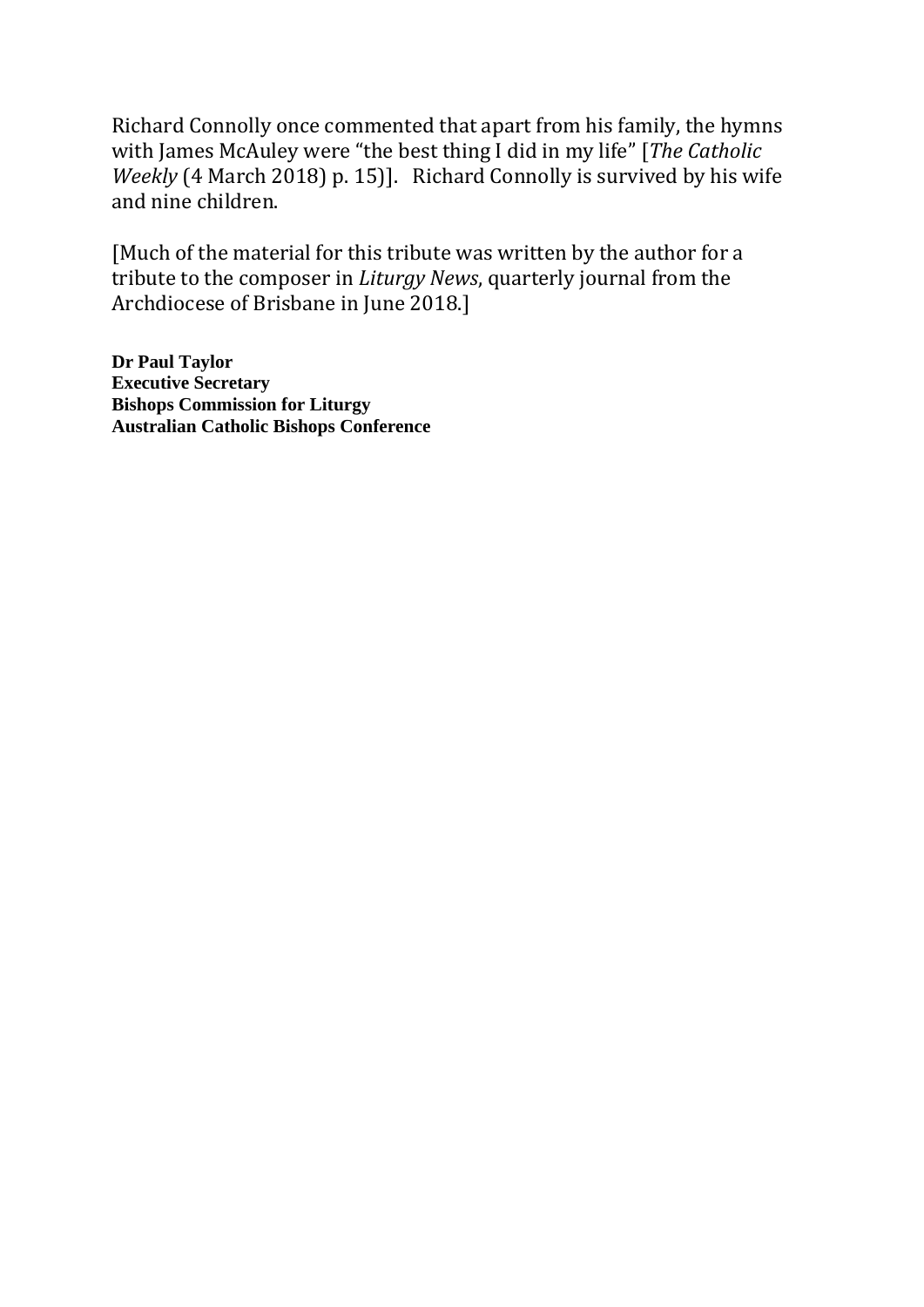Richard Connolly once commented that apart from his family, the hymns with James McAuley were "the best thing I did in my life" [*The Catholic Weekly* (4 March 2018) p. 15)]. Richard Connolly is survived by his wife and nine children.

[Much of the material for this tribute was written by the author for a tribute to the composer in *Liturgy News*, quarterly journal from the Archdiocese of Brisbane in June 2018.]

**Dr Paul Taylor**
**Executive Secretary**
**Bishops Commission for Liturgy**
**Australian Catholic Bishops Conference**